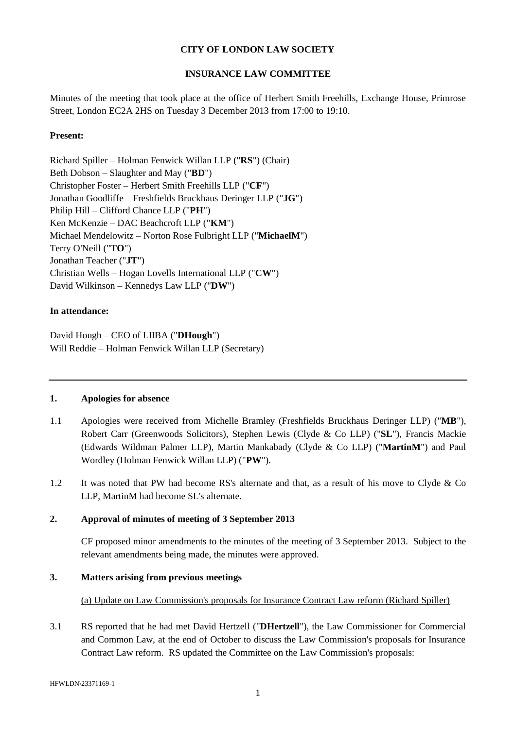**CITY OF LONDON LAW SOCIETY**

**INSURANCE LAW COMMITTEE**

Minutes of the meeting that took place at the office of Herbert Smith Freehills, Exchange House, Primrose Street, London EC2A 2HS on Tuesday 3 December 2013 from 17:00 to 19:10.

**Present:**

Richard Spiller – Holman Fenwick Willan LLP ("**RS**") (Chair)
Beth Dobson – Slaughter and May ("**BD**")
Christopher Foster – Herbert Smith Freehills LLP ("**CF**")
Jonathan Goodliffe – Freshfields Bruckhaus Deringer LLP ("**JG**")
Philip Hill – Clifford Chance LLP ("**PH**")
Ken McKenzie – DAC Beachcroft LLP ("**KM**")
Michael Mendelowitz – Norton Rose Fulbright LLP ("**MichaelM**")
Terry O'Neill ("**TO**")
Jonathan Teacher ("**JT**")
Christian Wells – Hogan Lovells International LLP ("**CW**")
David Wilkinson – Kennedys Law LLP ("**DW**")

**In attendance:**

David Hough – CEO of LIIBA ("**DHough**")
Will Reddie – Holman Fenwick Willan LLP (Secretary)

---

**1. Apologies for absence**

1.1 Apologies were received from Michelle Bramley (Freshfields Bruckhaus Deringer LLP) ("**MB**"), Robert Carr (Greenwoods Solicitors), Stephen Lewis (Clyde & Co LLP) ("**SL**"), Francis Mackie (Edwards Wildman Palmer LLP), Martin Mankabady (Clyde & Co LLP) ("**MartinM**") and Paul Wordley (Holman Fenwick Willan LLP) ("**PW**").

1.2 It was noted that PW had become RS's alternate and that, as a result of his move to Clyde & Co LLP, MartinM had become SL's alternate.

**2. Approval of minutes of meeting of 3 September 2013**

CF proposed minor amendments to the minutes of the meeting of 3 September 2013. Subject to the relevant amendments being made, the minutes were approved.

**3. Matters arising from previous meetings**

(a) Update on Law Commission's proposals for Insurance Contract Law reform (Richard Spiller)

3.1 RS reported that he had met David Hertzell ("**DHertzell**"), the Law Commissioner for Commercial and Common Law, at the end of October to discuss the Law Commission's proposals for Insurance Contract Law reform. RS updated the Committee on the Law Commission's proposals: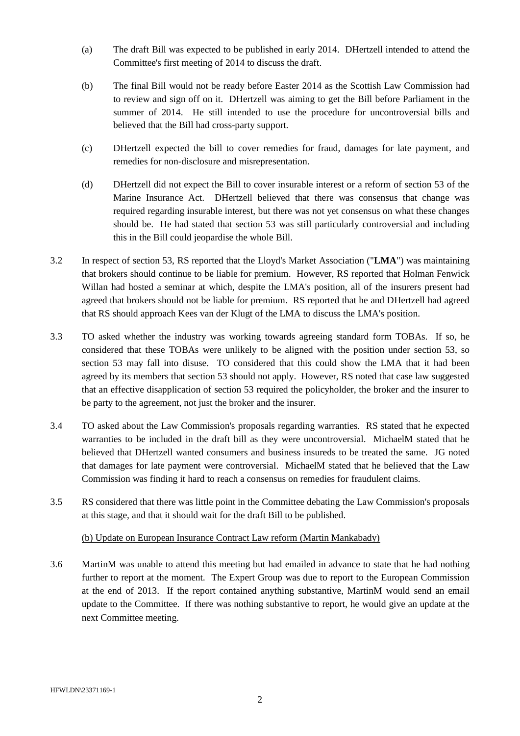(a) The draft Bill was expected to be published in early 2014. DHertzell intended to attend the Committee's first meeting of 2014 to discuss the draft.

(b) The final Bill would not be ready before Easter 2014 as the Scottish Law Commission had to review and sign off on it. DHertzell was aiming to get the Bill before Parliament in the summer of 2014. He still intended to use the procedure for uncontroversial bills and believed that the Bill had cross-party support.

(c) DHertzell expected the bill to cover remedies for fraud, damages for late payment, and remedies for non-disclosure and misrepresentation.

(d) DHertzell did not expect the Bill to cover insurable interest or a reform of section 53 of the Marine Insurance Act. DHertzell believed that there was consensus that change was required regarding insurable interest, but there was not yet consensus on what these changes should be. He had stated that section 53 was still particularly controversial and including this in the Bill could jeopardise the whole Bill.

3.2 In respect of section 53, RS reported that the Lloyd's Market Association ("**LMA**") was maintaining that brokers should continue to be liable for premium. However, RS reported that Holman Fenwick Willan had hosted a seminar at which, despite the LMA's position, all of the insurers present had agreed that brokers should not be liable for premium. RS reported that he and DHertzell had agreed that RS should approach Kees van der Klugt of the LMA to discuss the LMA's position.

3.3 TO asked whether the industry was working towards agreeing standard form TOBAs. If so, he considered that these TOBAs were unlikely to be aligned with the position under section 53, so section 53 may fall into disuse. TO considered that this could show the LMA that it had been agreed by its members that section 53 should not apply. However, RS noted that case law suggested that an effective disapplication of section 53 required the policyholder, the broker and the insurer to be party to the agreement, not just the broker and the insurer.

3.4 TO asked about the Law Commission's proposals regarding warranties. RS stated that he expected warranties to be included in the draft bill as they were uncontroversial. MichaelM stated that he believed that DHertzell wanted consumers and business insureds to be treated the same. JG noted that damages for late payment were controversial. MichaelM stated that he believed that the Law Commission was finding it hard to reach a consensus on remedies for fraudulent claims.

3.5 RS considered that there was little point in the Committee debating the Law Commission's proposals at this stage, and that it should wait for the draft Bill to be published.

<u>(b) Update on European Insurance Contract Law reform (Martin Mankabady)</u>

3.6 MartinM was unable to attend this meeting but had emailed in advance to state that he had nothing further to report at the moment. The Expert Group was due to report to the European Commission at the end of 2013. If the report contained anything substantive, MartinM would send an email update to the Committee. If there was nothing substantive to report, he would give an update at the next Committee meeting.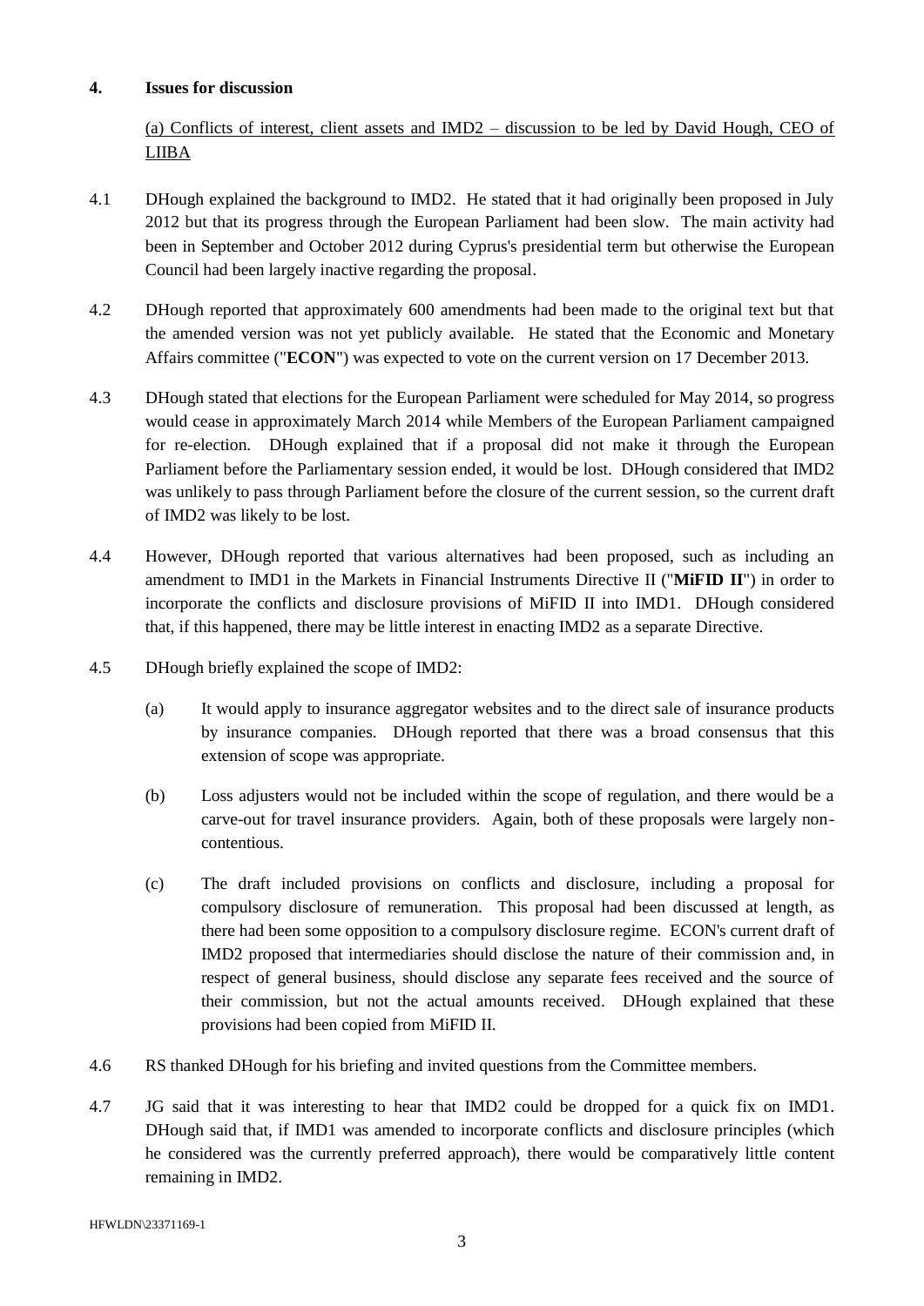## 4. Issues for discussion

(a) Conflicts of interest, client assets and IMD2 – discussion to be led by David Hough, CEO of LIIBA

4.1 DHough explained the background to IMD2. He stated that it had originally been proposed in July 2012 but that its progress through the European Parliament had been slow. The main activity had been in September and October 2012 during Cyprus's presidential term but otherwise the European Council had been largely inactive regarding the proposal.

4.2 DHough reported that approximately 600 amendments had been made to the original text but that the amended version was not yet publicly available. He stated that the Economic and Monetary Affairs committee ("**ECON**") was expected to vote on the current version on 17 December 2013.

4.3 DHough stated that elections for the European Parliament were scheduled for May 2014, so progress would cease in approximately March 2014 while Members of the European Parliament campaigned for re-election. DHough explained that if a proposal did not make it through the European Parliament before the Parliamentary session ended, it would be lost. DHough considered that IMD2 was unlikely to pass through Parliament before the closure of the current session, so the current draft of IMD2 was likely to be lost.

4.4 However, DHough reported that various alternatives had been proposed, such as including an amendment to IMD1 in the Markets in Financial Instruments Directive II ("**MiFID II**") in order to incorporate the conflicts and disclosure provisions of MiFID II into IMD1. DHough considered that, if this happened, there may be little interest in enacting IMD2 as a separate Directive.

4.5 DHough briefly explained the scope of IMD2:

(a) It would apply to insurance aggregator websites and to the direct sale of insurance products by insurance companies. DHough reported that there was a broad consensus that this extension of scope was appropriate.

(b) Loss adjusters would not be included within the scope of regulation, and there would be a carve-out for travel insurance providers. Again, both of these proposals were largely non-contentious.

(c) The draft included provisions on conflicts and disclosure, including a proposal for compulsory disclosure of remuneration. This proposal had been discussed at length, as there had been some opposition to a compulsory disclosure regime. ECON's current draft of IMD2 proposed that intermediaries should disclose the nature of their commission and, in respect of general business, should disclose any separate fees received and the source of their commission, but not the actual amounts received. DHough explained that these provisions had been copied from MiFID II.

4.6 RS thanked DHough for his briefing and invited questions from the Committee members.

4.7 JG said that it was interesting to hear that IMD2 could be dropped for a quick fix on IMD1. DHough said that, if IMD1 was amended to incorporate conflicts and disclosure principles (which he considered was the currently preferred approach), there would be comparatively little content remaining in IMD2.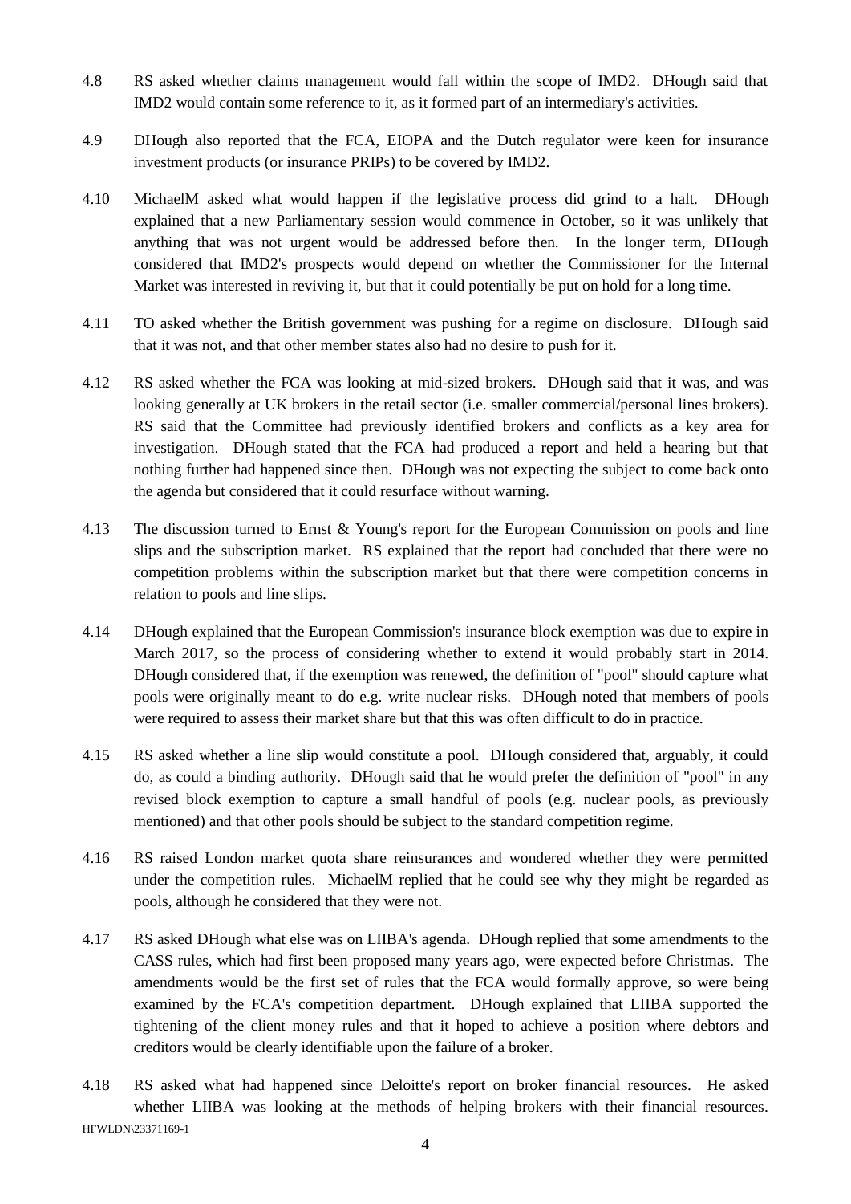4.8 RS asked whether claims management would fall within the scope of IMD2. DHough said that IMD2 would contain some reference to it, as it formed part of an intermediary's activities.

4.9 DHough also reported that the FCA, EIOPA and the Dutch regulator were keen for insurance investment products (or insurance PRIPs) to be covered by IMD2.

4.10 MichaelM asked what would happen if the legislative process did grind to a halt. DHough explained that a new Parliamentary session would commence in October, so it was unlikely that anything that was not urgent would be addressed before then. In the longer term, DHough considered that IMD2's prospects would depend on whether the Commissioner for the Internal Market was interested in reviving it, but that it could potentially be put on hold for a long time.

4.11 TO asked whether the British government was pushing for a regime on disclosure. DHough said that it was not, and that other member states also had no desire to push for it.

4.12 RS asked whether the FCA was looking at mid-sized brokers. DHough said that it was, and was looking generally at UK brokers in the retail sector (i.e. smaller commercial/personal lines brokers). RS said that the Committee had previously identified brokers and conflicts as a key area for investigation. DHough stated that the FCA had produced a report and held a hearing but that nothing further had happened since then. DHough was not expecting the subject to come back onto the agenda but considered that it could resurface without warning.

4.13 The discussion turned to Ernst & Young's report for the European Commission on pools and line slips and the subscription market. RS explained that the report had concluded that there were no competition problems within the subscription market but that there were competition concerns in relation to pools and line slips.

4.14 DHough explained that the European Commission's insurance block exemption was due to expire in March 2017, so the process of considering whether to extend it would probably start in 2014. DHough considered that, if the exemption was renewed, the definition of "pool" should capture what pools were originally meant to do e.g. write nuclear risks. DHough noted that members of pools were required to assess their market share but that this was often difficult to do in practice.

4.15 RS asked whether a line slip would constitute a pool. DHough considered that, arguably, it could do, as could a binding authority. DHough said that he would prefer the definition of "pool" in any revised block exemption to capture a small handful of pools (e.g. nuclear pools, as previously mentioned) and that other pools should be subject to the standard competition regime.

4.16 RS raised London market quota share reinsurances and wondered whether they were permitted under the competition rules. MichaelM replied that he could see why they might be regarded as pools, although he considered that they were not.

4.17 RS asked DHough what else was on LIIBA's agenda. DHough replied that some amendments to the CASS rules, which had first been proposed many years ago, were expected before Christmas. The amendments would be the first set of rules that the FCA would formally approve, so were being examined by the FCA's competition department. DHough explained that LIIBA supported the tightening of the client money rules and that it hoped to achieve a position where debtors and creditors would be clearly identifiable upon the failure of a broker.

4.18 RS asked what had happened since Deloitte's report on broker financial resources. He asked whether LIIBA was looking at the methods of helping brokers with their financial resources.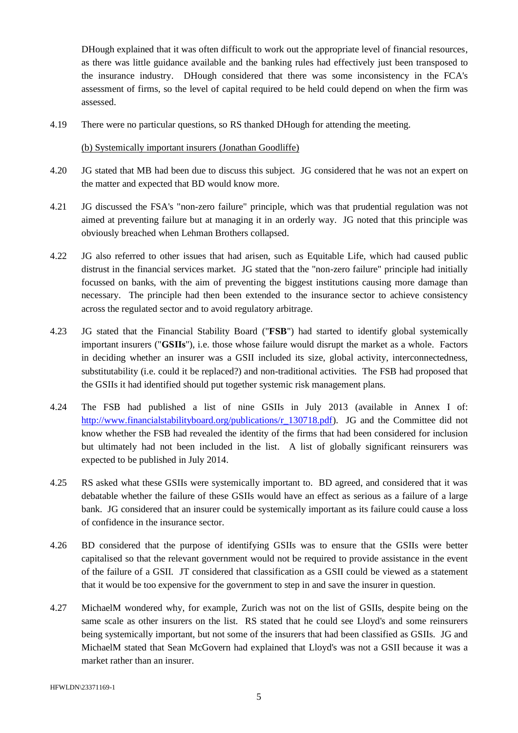DHough explained that it was often difficult to work out the appropriate level of financial resources, as there was little guidance available and the banking rules had effectively just been transposed to the insurance industry. DHough considered that there was some inconsistency in the FCA's assessment of firms, so the level of capital required to be held could depend on when the firm was assessed.

4.19 There were no particular questions, so RS thanked DHough for attending the meeting.

(b) Systemically important insurers (Jonathan Goodliffe)

4.20 JG stated that MB had been due to discuss this subject. JG considered that he was not an expert on the matter and expected that BD would know more.

4.21 JG discussed the FSA's "non-zero failure" principle, which was that prudential regulation was not aimed at preventing failure but at managing it in an orderly way. JG noted that this principle was obviously breached when Lehman Brothers collapsed.

4.22 JG also referred to other issues that had arisen, such as Equitable Life, which had caused public distrust in the financial services market. JG stated that the "non-zero failure" principle had initially focussed on banks, with the aim of preventing the biggest institutions causing more damage than necessary. The principle had then been extended to the insurance sector to achieve consistency across the regulated sector and to avoid regulatory arbitrage.

4.23 JG stated that the Financial Stability Board ("**FSB**") had started to identify global systemically important insurers ("**GSIIs**"), i.e. those whose failure would disrupt the market as a whole. Factors in deciding whether an insurer was a GSII included its size, global activity, interconnectedness, substitutability (i.e. could it be replaced?) and non-traditional activities. The FSB had proposed that the GSIIs it had identified should put together systemic risk management plans.

4.24 The FSB had published a list of nine GSIIs in July 2013 (available in Annex I of: http://www.financialstabilityboard.org/publications/r_130718.pdf). JG and the Committee did not know whether the FSB had revealed the identity of the firms that had been considered for inclusion but ultimately had not been included in the list. A list of globally significant reinsurers was expected to be published in July 2014.

4.25 RS asked what these GSIIs were systemically important to. BD agreed, and considered that it was debatable whether the failure of these GSIIs would have an effect as serious as a failure of a large bank. JG considered that an insurer could be systemically important as its failure could cause a loss of confidence in the insurance sector.

4.26 BD considered that the purpose of identifying GSIIs was to ensure that the GSIIs were better capitalised so that the relevant government would not be required to provide assistance in the event of the failure of a GSII. JT considered that classification as a GSII could be viewed as a statement that it would be too expensive for the government to step in and save the insurer in question.

4.27 MichaelM wondered why, for example, Zurich was not on the list of GSIIs, despite being on the same scale as other insurers on the list. RS stated that he could see Lloyd's and some reinsurers being systemically important, but not some of the insurers that had been classified as GSIIs. JG and MichaelM stated that Sean McGovern had explained that Lloyd's was not a GSII because it was a market rather than an insurer.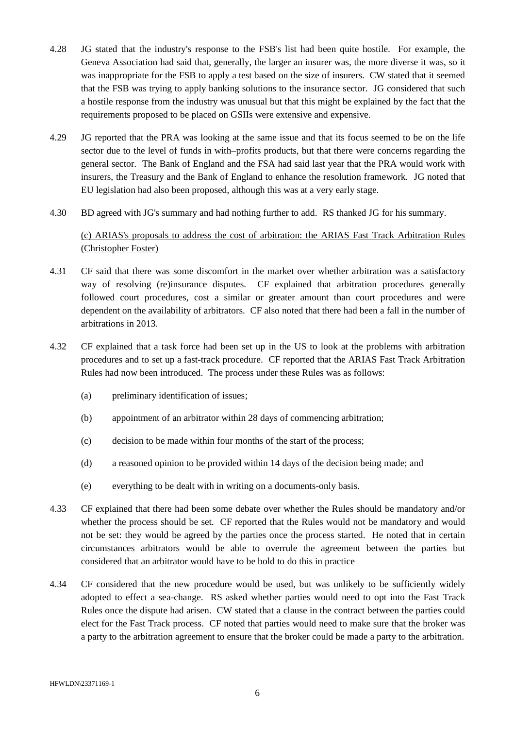4.28 JG stated that the industry's response to the FSB's list had been quite hostile. For example, the Geneva Association had said that, generally, the larger an insurer was, the more diverse it was, so it was inappropriate for the FSB to apply a test based on the size of insurers. CW stated that it seemed that the FSB was trying to apply banking solutions to the insurance sector. JG considered that such a hostile response from the industry was unusual but that this might be explained by the fact that the requirements proposed to be placed on GSIIs were extensive and expensive.

4.29 JG reported that the PRA was looking at the same issue and that its focus seemed to be on the life sector due to the level of funds in with–profits products, but that there were concerns regarding the general sector. The Bank of England and the FSA had said last year that the PRA would work with insurers, the Treasury and the Bank of England to enhance the resolution framework. JG noted that EU legislation had also been proposed, although this was at a very early stage.

4.30 BD agreed with JG's summary and had nothing further to add. RS thanked JG for his summary.

<u>(c) ARIAS's proposals to address the cost of arbitration: the ARIAS Fast Track Arbitration Rules (Christopher Foster)</u>

4.31 CF said that there was some discomfort in the market over whether arbitration was a satisfactory way of resolving (re)insurance disputes. CF explained that arbitration procedures generally followed court procedures, cost a similar or greater amount than court procedures and were dependent on the availability of arbitrators. CF also noted that there had been a fall in the number of arbitrations in 2013.

4.32 CF explained that a task force had been set up in the US to look at the problems with arbitration procedures and to set up a fast-track procedure. CF reported that the ARIAS Fast Track Arbitration Rules had now been introduced. The process under these Rules was as follows:

(a) preliminary identification of issues;

(b) appointment of an arbitrator within 28 days of commencing arbitration;

(c) decision to be made within four months of the start of the process;

(d) a reasoned opinion to be provided within 14 days of the decision being made; and

(e) everything to be dealt with in writing on a documents-only basis.

4.33 CF explained that there had been some debate over whether the Rules should be mandatory and/or whether the process should be set. CF reported that the Rules would not be mandatory and would not be set: they would be agreed by the parties once the process started. He noted that in certain circumstances arbitrators would be able to overrule the agreement between the parties but considered that an arbitrator would have to be bold to do this in practice

4.34 CF considered that the new procedure would be used, but was unlikely to be sufficiently widely adopted to effect a sea-change. RS asked whether parties would need to opt into the Fast Track Rules once the dispute had arisen. CW stated that a clause in the contract between the parties could elect for the Fast Track process. CF noted that parties would need to make sure that the broker was a party to the arbitration agreement to ensure that the broker could be made a party to the arbitration.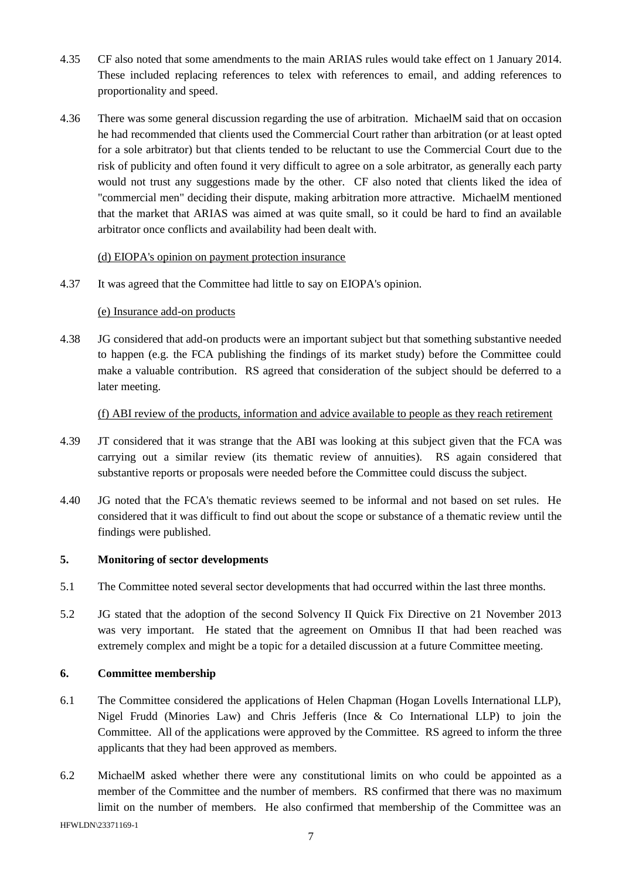4.35 CF also noted that some amendments to the main ARIAS rules would take effect on 1 January 2014. These included replacing references to telex with references to email, and adding references to proportionality and speed.

4.36 There was some general discussion regarding the use of arbitration. MichaelM said that on occasion he had recommended that clients used the Commercial Court rather than arbitration (or at least opted for a sole arbitrator) but that clients tended to be reluctant to use the Commercial Court due to the risk of publicity and often found it very difficult to agree on a sole arbitrator, as generally each party would not trust any suggestions made by the other. CF also noted that clients liked the idea of "commercial men" deciding their dispute, making arbitration more attractive. MichaelM mentioned that the market that ARIAS was aimed at was quite small, so it could be hard to find an available arbitrator once conflicts and availability had been dealt with.

(d) EIOPA's opinion on payment protection insurance

4.37 It was agreed that the Committee had little to say on EIOPA's opinion.

(e) Insurance add-on products

4.38 JG considered that add-on products were an important subject but that something substantive needed to happen (e.g. the FCA publishing the findings of its market study) before the Committee could make a valuable contribution. RS agreed that consideration of the subject should be deferred to a later meeting.

(f) ABI review of the products, information and advice available to people as they reach retirement

4.39 JT considered that it was strange that the ABI was looking at this subject given that the FCA was carrying out a similar review (its thematic review of annuities). RS again considered that substantive reports or proposals were needed before the Committee could discuss the subject.

4.40 JG noted that the FCA's thematic reviews seemed to be informal and not based on set rules. He considered that it was difficult to find out about the scope or substance of a thematic review until the findings were published.

## 5. Monitoring of sector developments

5.1 The Committee noted several sector developments that had occurred within the last three months.

5.2 JG stated that the adoption of the second Solvency II Quick Fix Directive on 21 November 2013 was very important. He stated that the agreement on Omnibus II that had been reached was extremely complex and might be a topic for a detailed discussion at a future Committee meeting.

## 6. Committee membership

6.1 The Committee considered the applications of Helen Chapman (Hogan Lovells International LLP), Nigel Frudd (Minories Law) and Chris Jefferis (Ince & Co International LLP) to join the Committee. All of the applications were approved by the Committee. RS agreed to inform the three applicants that they had been approved as members.

6.2 MichaelM asked whether there were any constitutional limits on who could be appointed as a member of the Committee and the number of members. RS confirmed that there was no maximum limit on the number of members. He also confirmed that membership of the Committee was an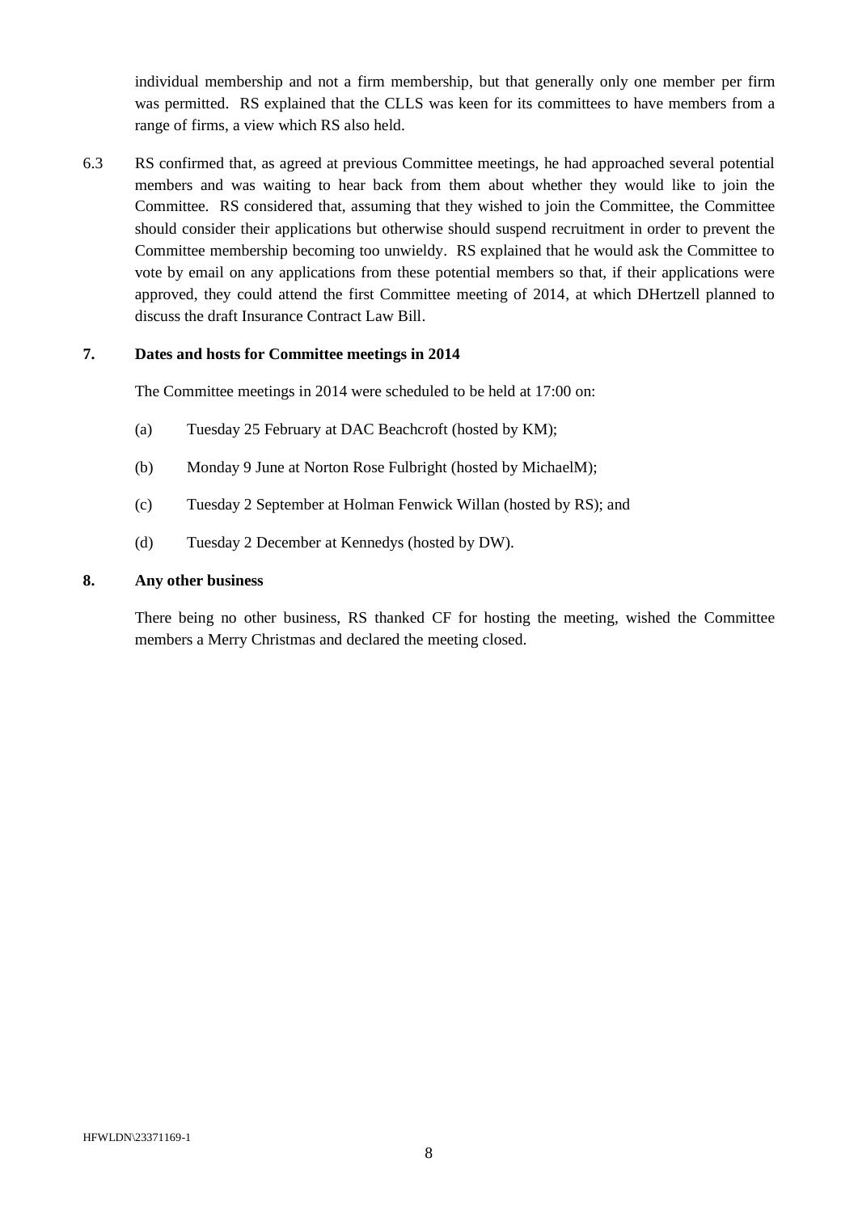individual membership and not a firm membership, but that generally only one member per firm was permitted. RS explained that the CLLS was keen for its committees to have members from a range of firms, a view which RS also held.

6.3 RS confirmed that, as agreed at previous Committee meetings, he had approached several potential members and was waiting to hear back from them about whether they would like to join the Committee. RS considered that, assuming that they wished to join the Committee, the Committee should consider their applications but otherwise should suspend recruitment in order to prevent the Committee membership becoming too unwieldy. RS explained that he would ask the Committee to vote by email on any applications from these potential members so that, if their applications were approved, they could attend the first Committee meeting of 2014, at which DHertzell planned to discuss the draft Insurance Contract Law Bill.

**7. Dates and hosts for Committee meetings in 2014**

The Committee meetings in 2014 were scheduled to be held at 17:00 on:

(a) Tuesday 25 February at DAC Beachcroft (hosted by KM);

(b) Monday 9 June at Norton Rose Fulbright (hosted by MichaelM);

(c) Tuesday 2 September at Holman Fenwick Willan (hosted by RS); and

(d) Tuesday 2 December at Kennedys (hosted by DW).

**8. Any other business**

There being no other business, RS thanked CF for hosting the meeting, wished the Committee members a Merry Christmas and declared the meeting closed.

HFWLDN\23371169-1